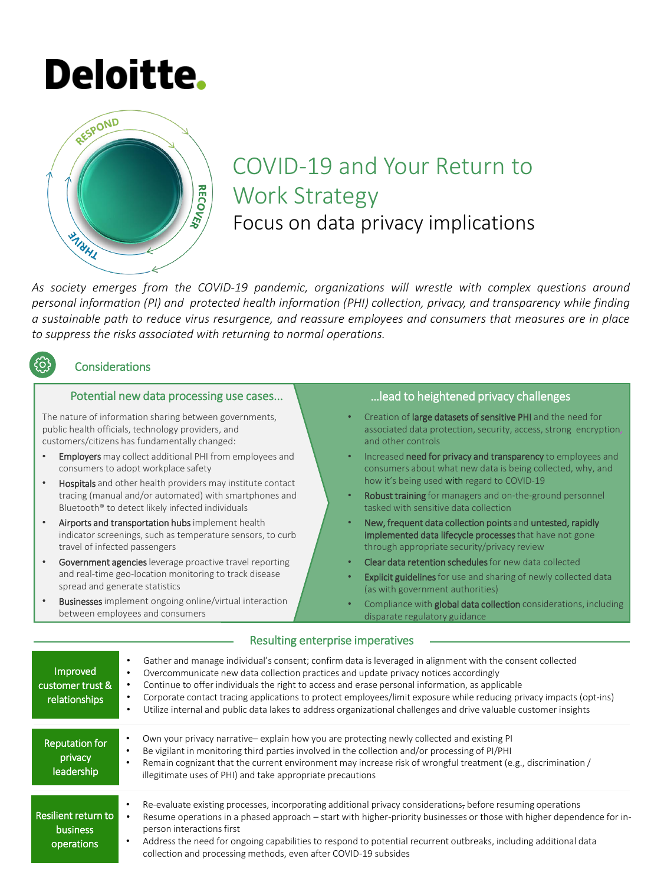# Deloitte.

RESPOND · RECOVER · THRIVE

# COVID-19 and Your Return to Work Strategy

## Focus on data privacy implications

*As society emerges from the COVID-19 pandemic, organizations will wrestle with complex questions around personal information (PI) and protected health information (PHI) collection, privacy, and transparency while finding a sustainable path to reduce virus resurgence, and reassure employees and consumers that measures are in place to suppress the risks associated with returning to normal operations.*

## Considerations

### Potential new data processing use cases...

The nature of information sharing between governments, public health officials, technology providers, and customers/citizens has fundamentally changed:

- **Employers** may collect additional PHI from employees and consumers to adopt workplace safety
- **Hospitals** and other health providers may institute contact tracing (manual and/or automated) with smartphones and Bluetooth® to detect likely infected individuals
- **Airports and transportation hubs** implement health indicator screenings, such as temperature sensors, to curb travel of infected passengers
- **Government agencies** leverage proactive travel reporting and real-time geo-location monitoring to track disease spread and generate statistics
- **Businesses** implement ongoing online/virtual interaction between employees and consumers

### ...lead to heightened privacy challenges

- Creation of **large datasets of sensitive PHI** and the need for associated data protection, security, access, strong encryption, and other controls
- Increased **need for privacy and transparency** to employees and consumers about what new data is being collected, why, and how it's being used **with** regard to COVID-19
- **Robust training** for managers and on-the-ground personnel tasked with sensitive data collection
- **New, frequent data collection points** and **untested, rapidly implemented data lifecycle processes** that have not gone through appropriate security/privacy review
- **Clear data retention schedules** for new data collected
- **Explicit guidelines** for use and sharing of newly collected data (as with government authorities)
- Compliance with **global data collection** considerations, including disparate regulatory guidance

## Resulting enterprise imperatives

**Improved customer trust & relationships**

- Gather and manage individual's consent; confirm data is leveraged in alignment with the consent collected
- Overcommunicate new data collection practices and update privacy notices accordingly
- Continue to offer individuals the right to access and erase personal information, as applicable
- Corporate contact tracing applications to protect employees/limit exposure while reducing privacy impacts (opt-ins)
- Utilize internal and public data lakes to address organizational challenges and drive valuable customer insights

**Reputation for privacy leadership**

- Own your privacy narrative– explain how you are protecting newly collected and existing PI
- Be vigilant in monitoring third parties involved in the collection and/or processing of PI/PHI
- Remain cognizant that the current environment may increase risk of wrongful treatment (e.g., discrimination / illegitimate uses of PHI) and take appropriate precautions

**Resilient return to business operations**

- Re-evaluate existing processes, incorporating additional privacy considerations, before resuming operations
- Resume operations in a phased approach – start with higher-priority businesses or those with higher dependence for in-person interactions first
- Address the need for ongoing capabilities to respond to potential recurrent outbreaks, including additional data collection and processing methods, even after COVID-19 subsides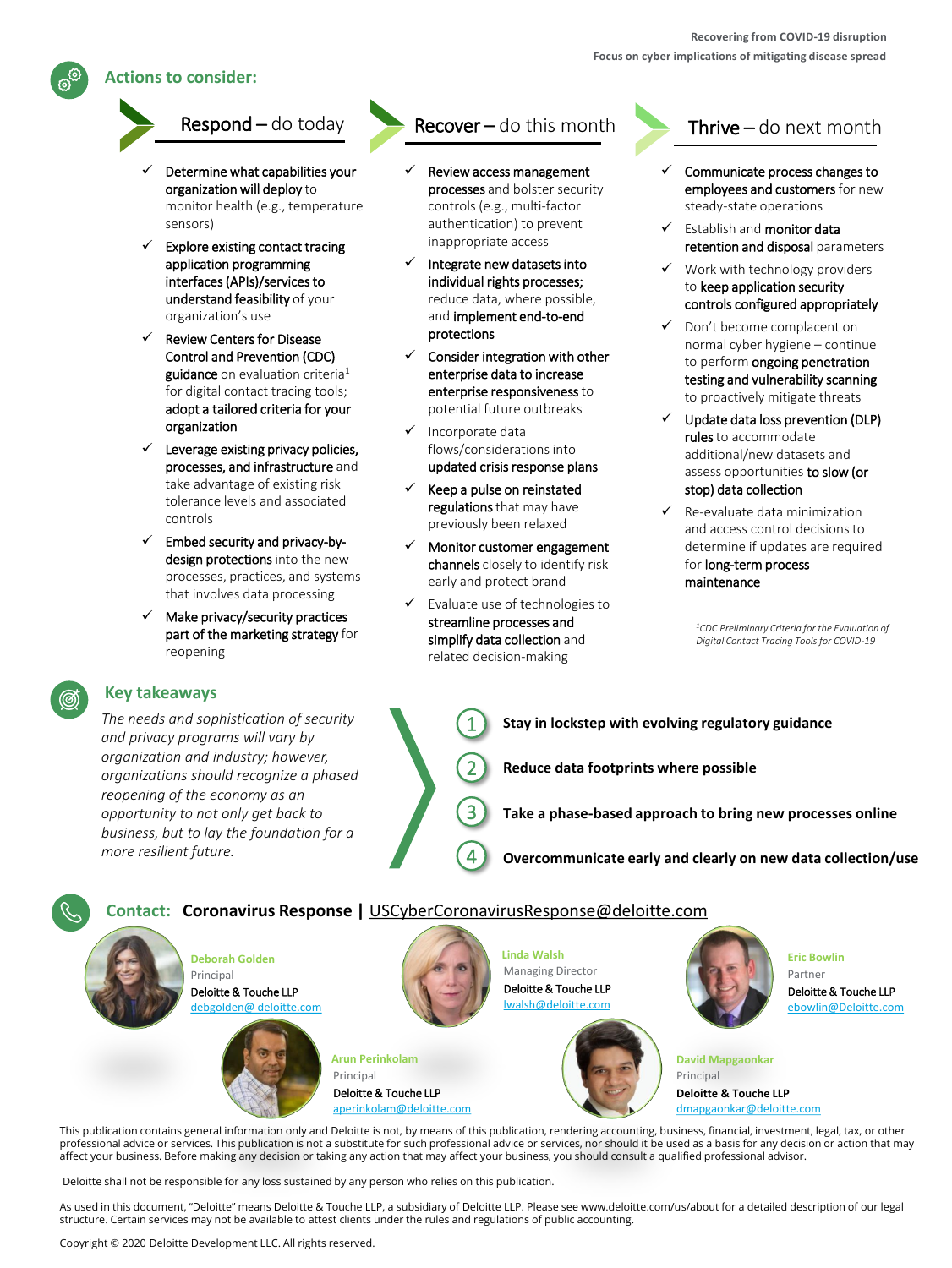## Actions to consider:

### Respond – do today

- ✓ **Determine what capabilities your organization will deploy** to monitor health (e.g., temperature sensors)
- ✓ **Explore existing contact tracing application programming interfaces (APIs)/services to understand feasibility** of your organization's use
- ✓ **Review Centers for Disease Control and Prevention (CDC) guidance** on evaluation criteria[1] for digital contact tracing tools; **adopt a tailored criteria for your organization**
- ✓ **Leverage existing privacy policies, processes, and infrastructure** and take advantage of existing risk tolerance levels and associated controls
- ✓ **Embed security and privacy-by-design protections** into the new processes, practices, and systems that involves data processing
- ✓ **Make privacy/security practices part of the marketing strategy** for reopening

### Recover – do this month

- ✓ **Review access management processes** and bolster security controls (e.g., multi-factor authentication) to prevent inappropriate access
- ✓ **Integrate new datasets into individual rights processes;** reduce data, where possible, and **implement end-to-end protections**
- ✓ **Consider integration with other enterprise data to increase enterprise responsiveness** to potential future outbreaks
- ✓ Incorporate data flows/considerations into **updated crisis response plans**
- ✓ **Keep a pulse on reinstated regulations** that may have previously been relaxed
- ✓ **Monitor customer engagement channels** closely to identify risk early and protect brand
- ✓ Evaluate use of technologies to **streamline processes and simplify data collection** and related decision-making

### Thrive – do next month

- ✓ **Communicate process changes to employees and customers** for new steady-state operations
- ✓ Establish and **monitor data retention and disposal** parameters
- ✓ Work with technology providers to **keep application security controls configured appropriately**
- ✓ Don't become complacent on normal cyber hygiene – continue to perform **ongoing penetration testing and vulnerability scanning** to proactively mitigate threats
- ✓ **Update data loss prevention (DLP) rules** to accommodate additional/new datasets and assess opportunities **to slow (or stop) data collection**
- ✓ Re-evaluate data minimization and access control decisions to determine if updates are required for **long-term process maintenance**

[1] *CDC Preliminary Criteria for the Evaluation of Digital Contact Tracing Tools for COVID-19*

## Key takeaways

*The needs and sophistication of security and privacy programs will vary by organization and industry; however, organizations should recognize a phased reopening of the economy as an opportunity to not only get back to business, but to lay the foundation for a more resilient future.*

1. **Stay in lockstep with evolving regulatory guidance**
2. **Reduce data footprints where possible**
3. **Take a phase-based approach to bring new processes online**
4. **Overcommunicate early and clearly on new data collection/use**

## Contact: Coronavirus Response | USCyberCoronavirusResponse@deloitte.com

**Deborah Golden**
Principal
Deloitte & Touche LLP
debgolden@ deloitte.com

**Linda Walsh**
Managing Director
Deloitte & Touche LLP
lwalsh@deloitte.com

**Eric Bowlin**
Partner
Deloitte & Touche LLP
ebowlin@Deloitte.com

**Arun Perinkolam**
Principal
Deloitte & Touche LLP
aperinkolam@deloitte.com

**David Mapgaonkar**
Principal
Deloitte & Touche LLP
dmapgaonkar@deloitte.com

This publication contains general information only and Deloitte is not, by means of this publication, rendering accounting, business, financial, investment, legal, tax, or other professional advice or services. This publication is not a substitute for such professional advice or services, nor should it be used as a basis for any decision or action that may affect your business. Before making any decision or taking any action that may affect your business, you should consult a qualified professional advisor.

Deloitte shall not be responsible for any loss sustained by any person who relies on this publication.

As used in this document, "Deloitte" means Deloitte & Touche LLP, a subsidiary of Deloitte LLP. Please see www.deloitte.com/us/about for a detailed description of our legal structure. Certain services may not be available to attest clients under the rules and regulations of public accounting.

Copyright © 2020 Deloitte Development LLC. All rights reserved.